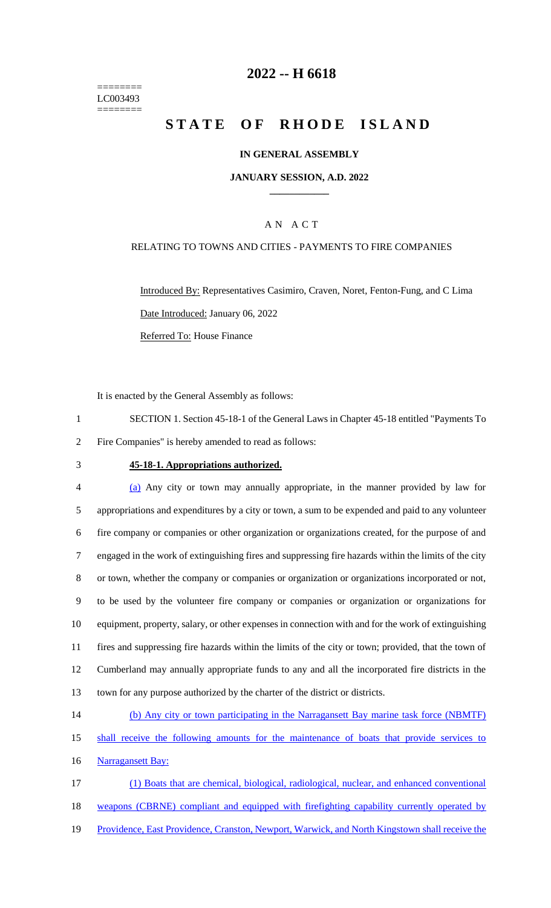========
LC003493
========

# 2022 -- H 6618

# STATE OF RHODE ISLAND

### IN GENERAL ASSEMBLY

### JANUARY SESSION, A.D. 2022

---

## AN ACT

### RELATING TO TOWNS AND CITIES - PAYMENTS TO FIRE COMPANIES

Introduced By: Representatives Casimiro, Craven, Noret, Fenton-Fung, and C Lima

Date Introduced: January 06, 2022

Referred To: House Finance

It is enacted by the General Assembly as follows:

1 SECTION 1. Section 45-18-1 of the General Laws in Chapter 45-18 entitled "Payments To
2 Fire Companies" is hereby amended to read as follows:

3 **45-18-1. Appropriations authorized.**

4 (a) Any city or town may annually appropriate, in the manner provided by law for
5 appropriations and expenditures by a city or town, a sum to be expended and paid to any volunteer
6 fire company or companies or other organization or organizations created, for the purpose of and
7 engaged in the work of extinguishing fires and suppressing fire hazards within the limits of the city
8 or town, whether the company or companies or organization or organizations incorporated or not,
9 to be used by the volunteer fire company or companies or organization or organizations for
10 equipment, property, salary, or other expenses in connection with and for the work of extinguishing
11 fires and suppressing fire hazards within the limits of the city or town; provided, that the town of
12 Cumberland may annually appropriate funds to any and all the incorporated fire districts in the
13 town for any purpose authorized by the charter of the district or districts.

14 (b) Any city or town participating in the Narragansett Bay marine task force (NBMTF)
15 shall receive the following amounts for the maintenance of boats that provide services to
16 Narragansett Bay:

17 (1) Boats that are chemical, biological, radiological, nuclear, and enhanced conventional
18 weapons (CBRNE) compliant and equipped with firefighting capability currently operated by
19 Providence, East Providence, Cranston, Newport, Warwick, and North Kingstown shall receive the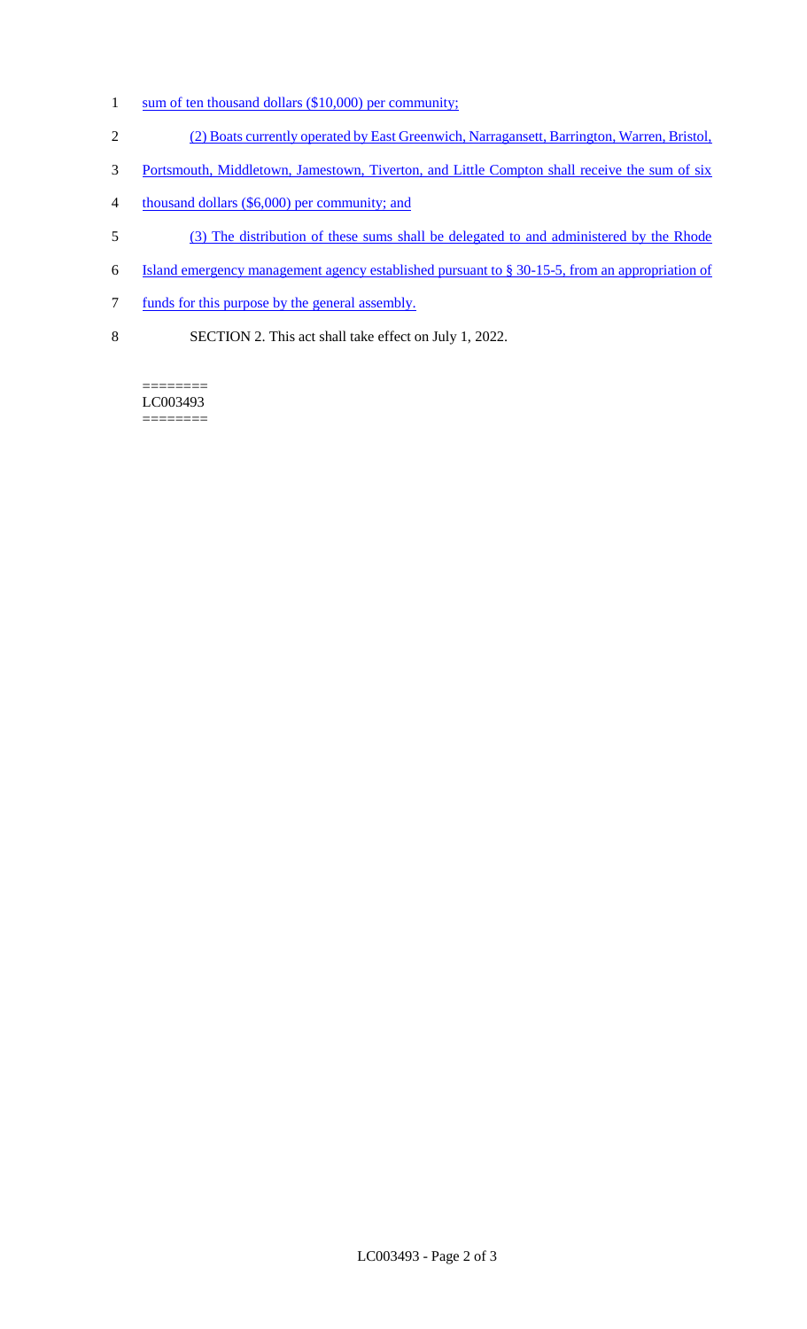sum of ten thousand dollars ($10,000) per community;

(2) Boats currently operated by East Greenwich, Narragansett, Barrington, Warren, Bristol, Portsmouth, Middletown, Jamestown, Tiverton, and Little Compton shall receive the sum of six thousand dollars ($6,000) per community; and

(3) The distribution of these sums shall be delegated to and administered by the Rhode Island emergency management agency established pursuant to § 30-15-5, from an appropriation of funds for this purpose by the general assembly.

SECTION 2. This act shall take effect on July 1, 2022.

========
LC003493
========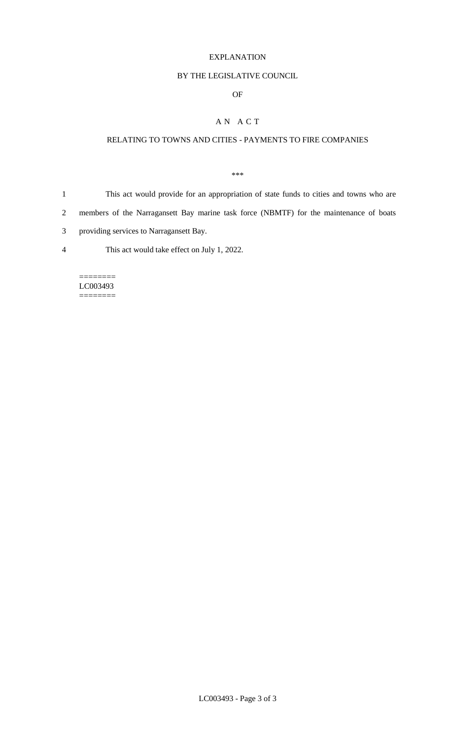EXPLANATION

BY THE LEGISLATIVE COUNCIL

OF

A N A C T

RELATING TO TOWNS AND CITIES - PAYMENTS TO FIRE COMPANIES

***

This act would provide for an appropriation of state funds to cities and towns who are members of the Narragansett Bay marine task force (NBMTF) for the maintenance of boats providing services to Narragansett Bay.

This act would take effect on July 1, 2022.

========
LC003493
========